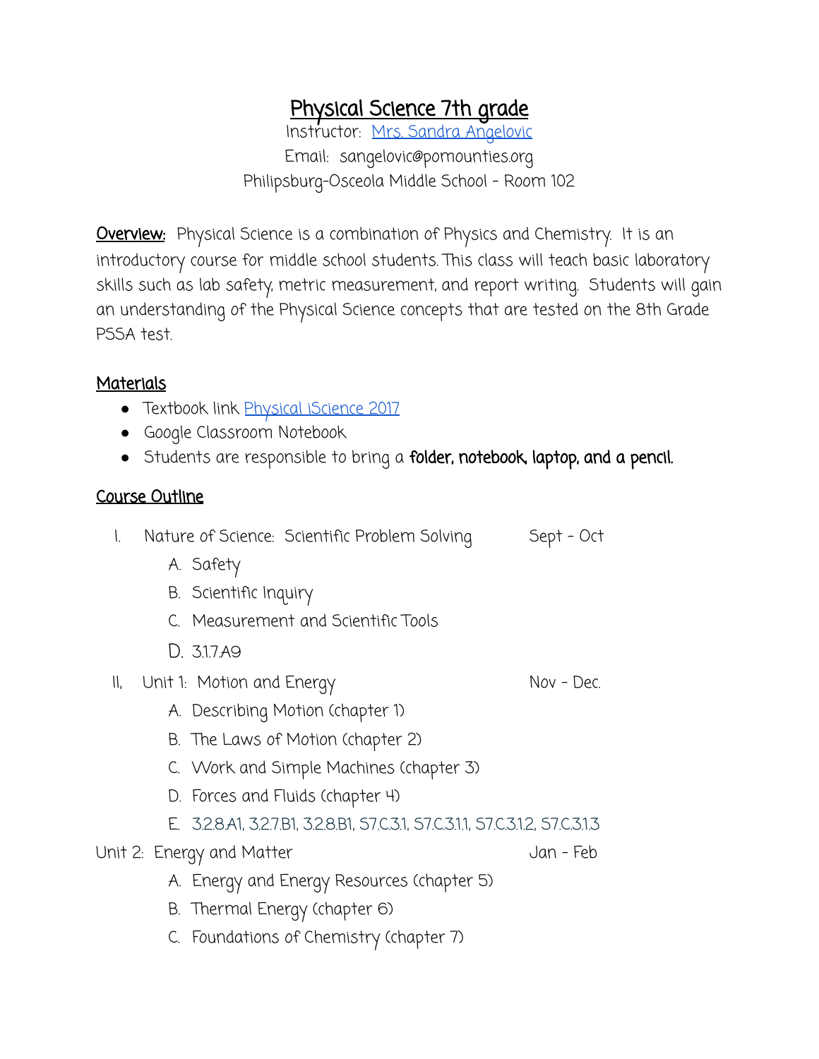# Physical Science 7th grade

Instructor: [Mrs. Sandra Angelovic]
Email: sangelovic@pomounties.org
Philipsburg-Osceola Middle School - Room 102

**Overview:** Physical Science is a combination of Physics and Chemistry. It is an introductory course for middle school students. This class will teach basic laboratory skills such as lab safety, metric measurement, and report writing. Students will gain an understanding of the Physical Science concepts that are tested on the 8th Grade PSSA test.

## Materials

- Textbook link [Physical iScience 2017]
- Google Classroom Notebook
- Students are responsible to bring a **folder, notebook, laptop, and a pencil.**

## Course Outline

I. Nature of Science: Scientific Problem Solving — Sept - Oct
   - A. Safety
   - B. Scientific Inquiry
   - C. Measurement and Scientific Tools
   - D. 3.1.7.A9

II. Unit 1: Motion and Energy — Nov - Dec.
   - A. Describing Motion (chapter 1)
   - B. The Laws of Motion (chapter 2)
   - C. Work and Simple Machines (chapter 3)
   - D. Forces and Fluids (chapter 4)
   - E. 3.2.8.A1, 3.2.7.B1, 3.2.8.B1, S7.C.3.1, S7.C.3.1.1, S7.C.3.1.2, S7.C.3.1.3

Unit 2: Energy and Matter — Jan - Feb
   - A. Energy and Energy Resources (chapter 5)
   - B. Thermal Energy (chapter 6)
   - C. Foundations of Chemistry (chapter 7)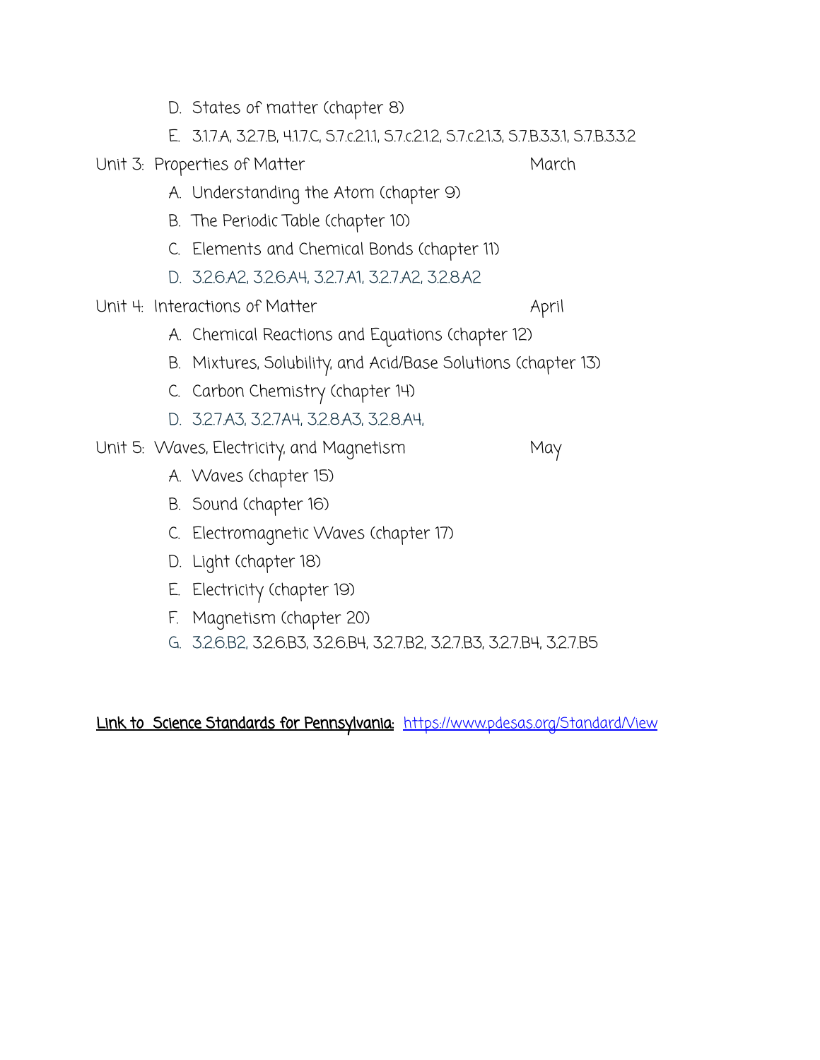D. States of matter (chapter 8)

E. 3.1.7.A, 3.2.7.B, 4.1.7.C, S.7.c.2.1.1, S.7.c.2.1.2, S.7.c.2.1.3, S.7.B.3.3.1, S.7.B.3.3.2

Unit 3: Properties of Matter — March

A. Understanding the Atom (chapter 9)

B. The Periodic Table (chapter 10)

C. Elements and Chemical Bonds (chapter 11)

D. 3.2.6.A2, 3.2.6.A4, 3.2.7.A1, 3.2.7.A2, 3.2.8.A2

Unit 4: Interactions of Matter — April

A. Chemical Reactions and Equations (chapter 12)

B. Mixtures, Solubility, and Acid/Base Solutions (chapter 13)

C. Carbon Chemistry (chapter 14)

D. 3.2.7.A3, 3.2.7.A4, 3.2.8.A3, 3.2.8.A4,

Unit 5: Waves, Electricity, and Magnetism — May

A. Waves (chapter 15)

B. Sound (chapter 16)

C. Electromagnetic Waves (chapter 17)

D. Light (chapter 18)

E. Electricity (chapter 19)

F. Magnetism (chapter 20)

G. 3.2.6.B2, 3.2.6.B3, 3.2.6.B4, 3.2.7.B2, 3.2.7.B3, 3.2.7.B4, 3.2.7.B5

**Link to Science Standards for Pennsylvania:** https://www.pdesas.org/Standard/View